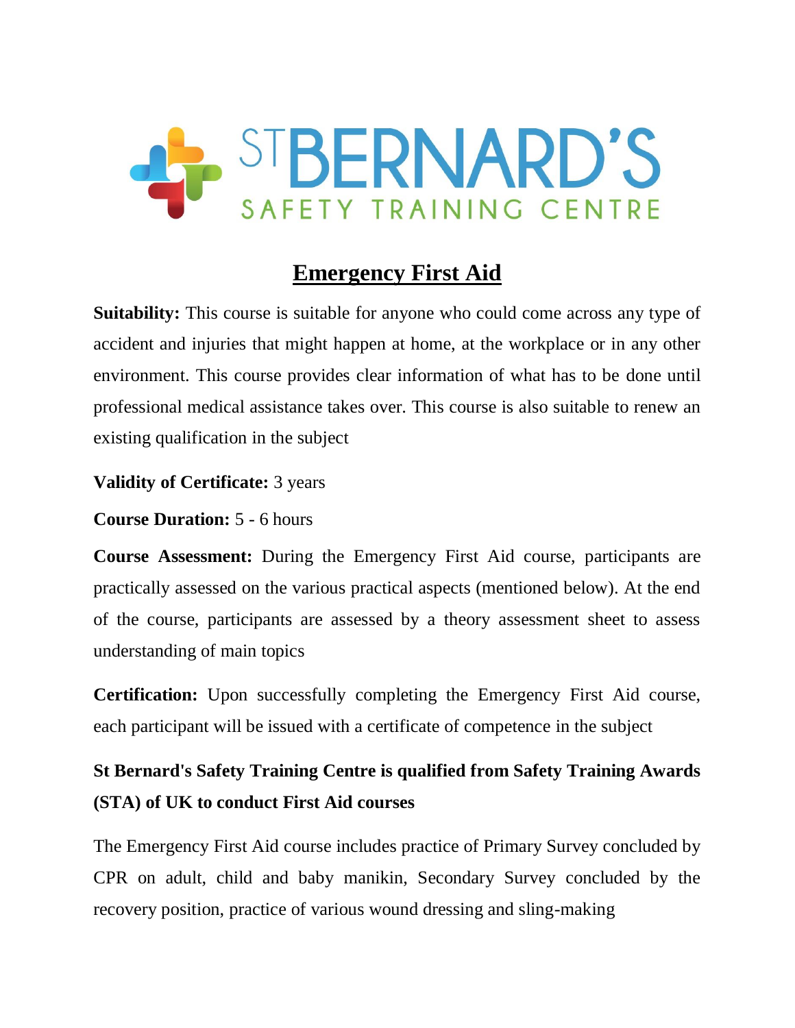# ST BERNARD'S SAFETY TRAINING CENTRE

## Emergency First Aid

**Suitability:** This course is suitable for anyone who could come across any type of accident and injuries that might happen at home, at the workplace or in any other environment. This course provides clear information of what has to be done until professional medical assistance takes over. This course is also suitable to renew an existing qualification in the subject

**Validity of Certificate:** 3 years

**Course Duration:** 5 - 6 hours

**Course Assessment:** During the Emergency First Aid course, participants are practically assessed on the various practical aspects (mentioned below). At the end of the course, participants are assessed by a theory assessment sheet to assess understanding of main topics

**Certification:** Upon successfully completing the Emergency First Aid course, each participant will be issued with a certificate of competence in the subject

**St Bernard's Safety Training Centre is qualified from Safety Training Awards (STA) of UK to conduct First Aid courses**

The Emergency First Aid course includes practice of Primary Survey concluded by CPR on adult, child and baby manikin, Secondary Survey concluded by the recovery position, practice of various wound dressing and sling-making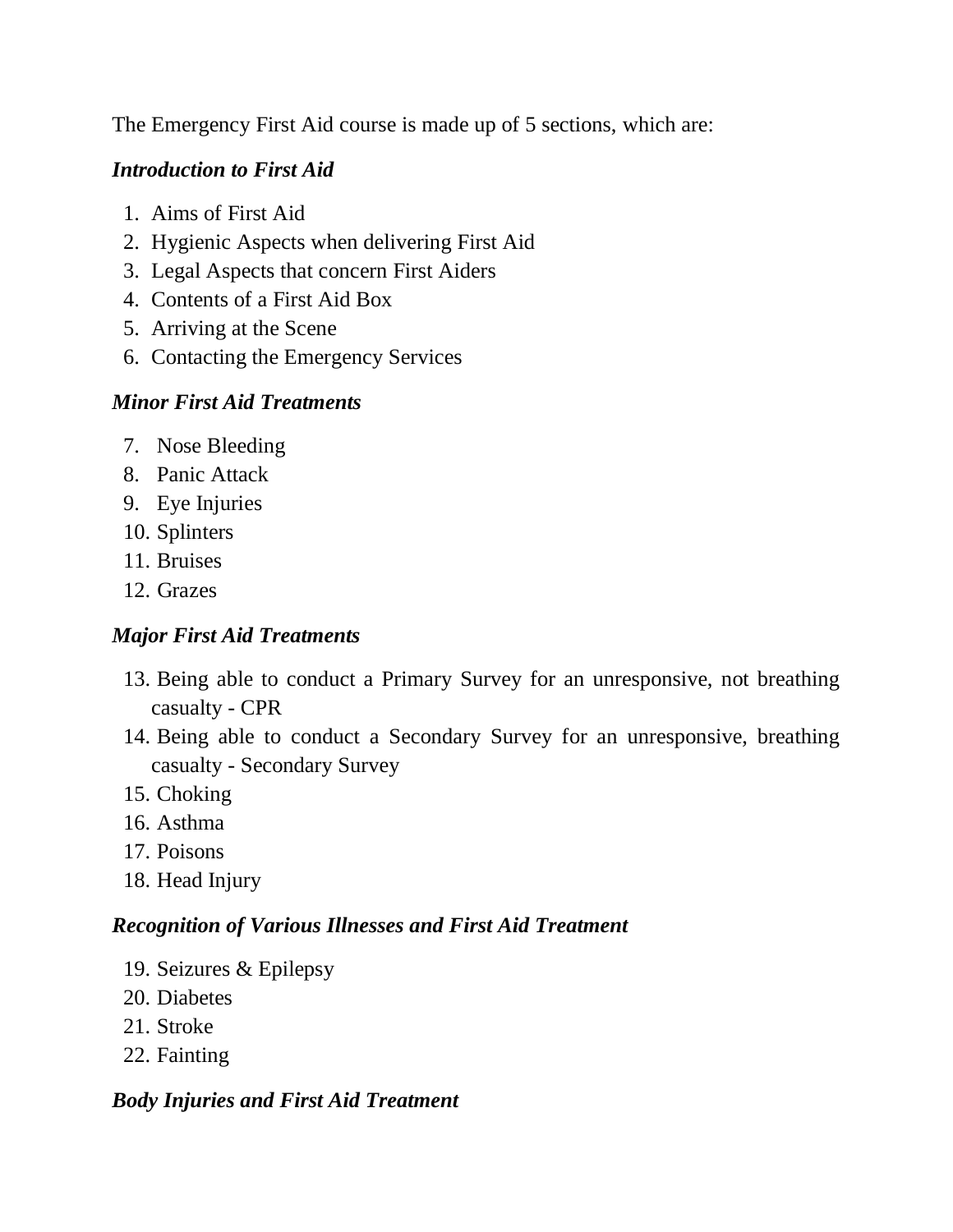The Emergency First Aid course is made up of 5 sections, which are:

***Introduction to First Aid***

1. Aims of First Aid
2. Hygienic Aspects when delivering First Aid
3. Legal Aspects that concern First Aiders
4. Contents of a First Aid Box
5. Arriving at the Scene
6. Contacting the Emergency Services

***Minor First Aid Treatments***

7. Nose Bleeding
8. Panic Attack
9. Eye Injuries
10. Splinters
11. Bruises
12. Grazes

***Major First Aid Treatments***

13. Being able to conduct a Primary Survey for an unresponsive, not breathing casualty - CPR
14. Being able to conduct a Secondary Survey for an unresponsive, breathing casualty - Secondary Survey
15. Choking
16. Asthma
17. Poisons
18. Head Injury

***Recognition of Various Illnesses and First Aid Treatment***

19. Seizures & Epilepsy
20. Diabetes
21. Stroke
22. Fainting

***Body Injuries and First Aid Treatment***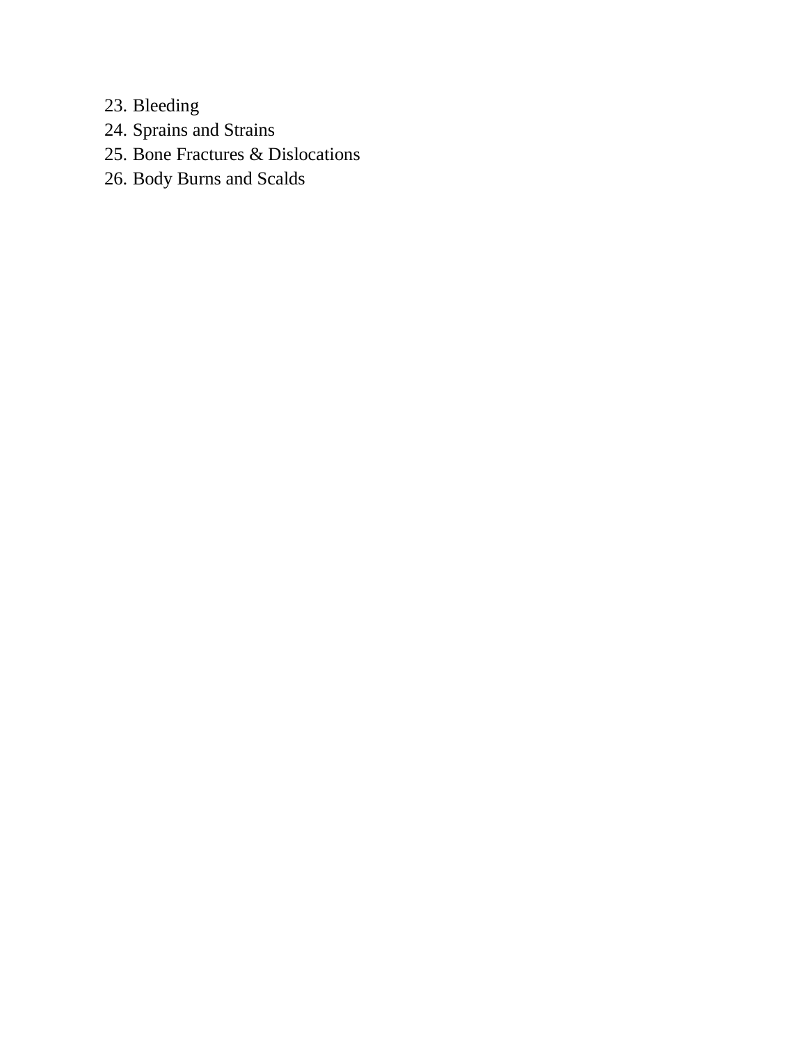23. Bleeding
24. Sprains and Strains
25. Bone Fractures & Dislocations
26. Body Burns and Scalds